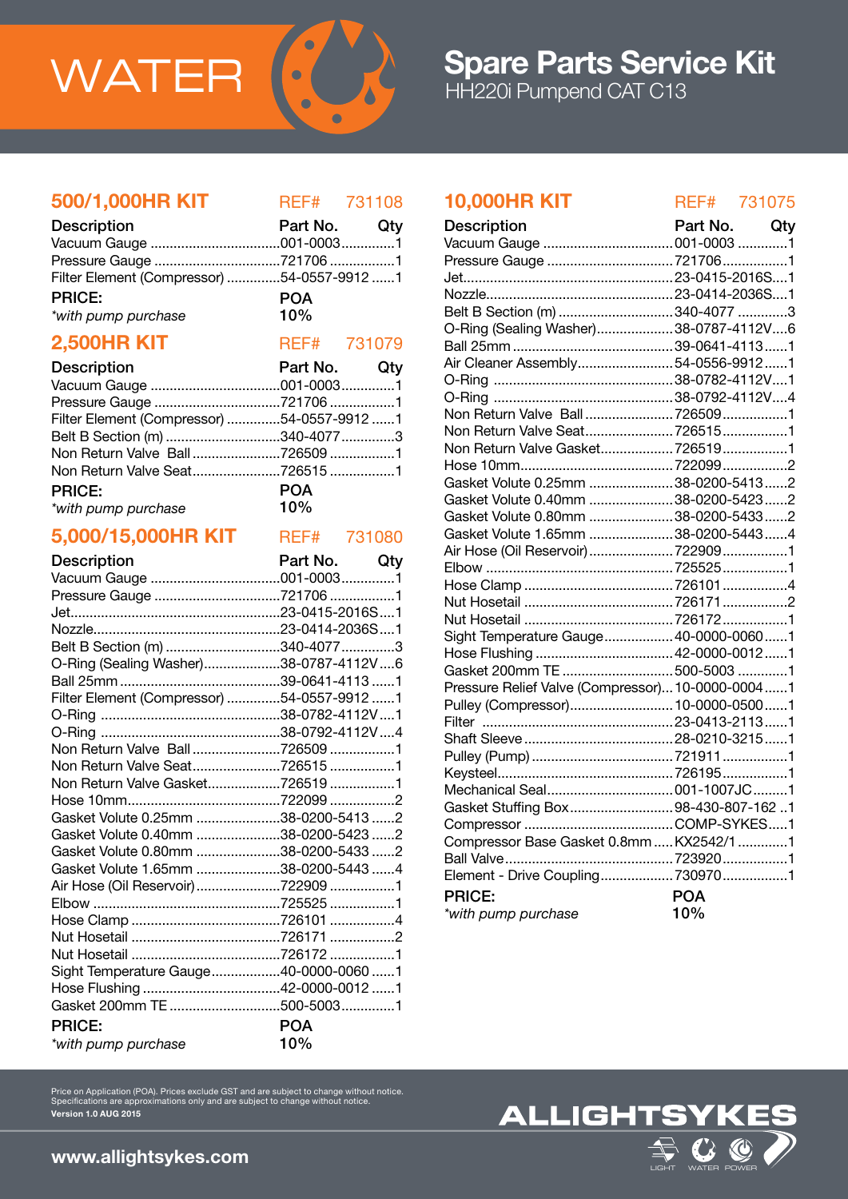# WATER

# Spare Parts Service Kit

HH220i Pumpend CAT C13

## 500/1,000HR KIT — REF# 731108

| Description | Part No. | Qty |
|---|---|---|
| Vacuum Gauge | 001-0003 | 1 |
| Pressure Gauge | 721706 | 1 |
| Filter Element (Compressor) | 54-0557-9912 | 1 |

**PRICE:** POA
*with pump purchase* 10%

## 2,500HR KIT — REF# 731079

| Description | Part No. | Qty |
|---|---|---|
| Vacuum Gauge | 001-0003 | 1 |
| Pressure Gauge | 721706 | 1 |
| Filter Element (Compressor) | 54-0557-9912 | 1 |
| Belt B Section (m) | 340-4077 | 3 |
| Non Return Valve Ball | 726509 | 1 |
| Non Return Valve Seat | 726515 | 1 |

**PRICE:** POA
*with pump purchase* 10%

## 5,000/15,000HR KIT — REF# 731080

| Description | Part No. | Qty |
|---|---|---|
| Vacuum Gauge | 001-0003 | 1 |
| Pressure Gauge | 721706 | 1 |
| Jet | 23-0415-2016S | 1 |
| Nozzle | 23-0414-2036S | 1 |
| Belt B Section (m) | 340-4077 | 3 |
| O-Ring (Sealing Washer) | 38-0787-4112V | 6 |
| Ball 25mm | 39-0641-4113 | 1 |
| Filter Element (Compressor) | 54-0557-9912 | 1 |
| O-Ring | 38-0782-4112V | 1 |
| O-Ring | 38-0792-4112V | 4 |
| Non Return Valve Ball | 726509 | 1 |
| Non Return Valve Seat | 726515 | 1 |
| Non Return Valve Gasket | 726519 | 1 |
| Hose 10mm | 722099 | 2 |
| Gasket Volute 0.25mm | 38-0200-5413 | 2 |
| Gasket Volute 0.40mm | 38-0200-5423 | 2 |
| Gasket Volute 0.80mm | 38-0200-5433 | 2 |
| Gasket Volute 1.65mm | 38-0200-5443 | 4 |
| Air Hose (Oil Reservoir) | 722909 | 1 |
| Elbow | 725525 | 1 |
| Hose Clamp | 726101 | 4 |
| Nut Hosetail | 726171 | 2 |
| Nut Hosetail | 726172 | 1 |
| Sight Temperature Gauge | 40-0000-0060 | 1 |
| Hose Flushing | 42-0000-0012 | 1 |
| Gasket 200mm TE | 500-5003 | 1 |

**PRICE:** POA
*with pump purchase* 10%

## 10,000HR KIT — REF# 731075

| Description | Part No. | Qty |
|---|---|---|
| Vacuum Gauge | 001-0003 | 1 |
| Pressure Gauge | 721706 | 1 |
| Jet | 23-0415-2016S | 1 |
| Nozzle | 23-0414-2036S | 1 |
| Belt B Section (m) | 340-4077 | 3 |
| O-Ring (Sealing Washer) | 38-0787-4112V | 6 |
| Ball 25mm | 39-0641-4113 | 1 |
| Air Cleaner Assembly | 54-0556-9912 | 1 |
| O-Ring | 38-0782-4112V | 1 |
| O-Ring | 38-0792-4112V | 4 |
| Non Return Valve Ball | 726509 | 1 |
| Non Return Valve Seat | 726515 | 1 |
| Non Return Valve Gasket | 726519 | 1 |
| Hose 10mm | 722099 | 2 |
| Gasket Volute 0.25mm | 38-0200-5413 | 2 |
| Gasket Volute 0.40mm | 38-0200-5423 | 2 |
| Gasket Volute 0.80mm | 38-0200-5433 | 2 |
| Gasket Volute 1.65mm | 38-0200-5443 | 4 |
| Air Hose (Oil Reservoir) | 722909 | 1 |
| Elbow | 725525 | 1 |
| Hose Clamp | 726101 | 4 |
| Nut Hosetail | 726171 | 2 |
| Nut Hosetail | 726172 | 1 |
| Sight Temperature Gauge | 40-0000-0060 | 1 |
| Hose Flushing | 42-0000-0012 | 1 |
| Gasket 200mm TE | 500-5003 | 1 |
| Pressure Relief Valve (Compressor) | 10-0000-0004 | 1 |
| Pulley (Compressor) | 10-0000-0500 | 1 |
| Filter | 23-0413-2113 | 1 |
| Shaft Sleeve | 28-0210-3215 | 1 |
| Pulley (Pump) | 721911 | 1 |
| Keysteel | 726195 | 1 |
| Mechanical Seal | 001-1007JC | 1 |
| Gasket Stuffing Box | 98-430-807-162 | 1 |
| Compressor | COMP-SYKES | 1 |
| Compressor Base Gasket 0.8mm | KX2542/1 | 1 |
| Ball Valve | 723920 | 1 |
| Element - Drive Coupling | 730970 | 1 |

**PRICE:** POA
*with pump purchase* 10%

Price on Application (POA). Prices exclude GST and are subject to change without notice.
Specifications are approximations only and are subject to change without notice.
**Version 1.0 AUG 2015**

**www.allightsykes.com**

ALLIGHTSYKES — LIGHT WATER POWER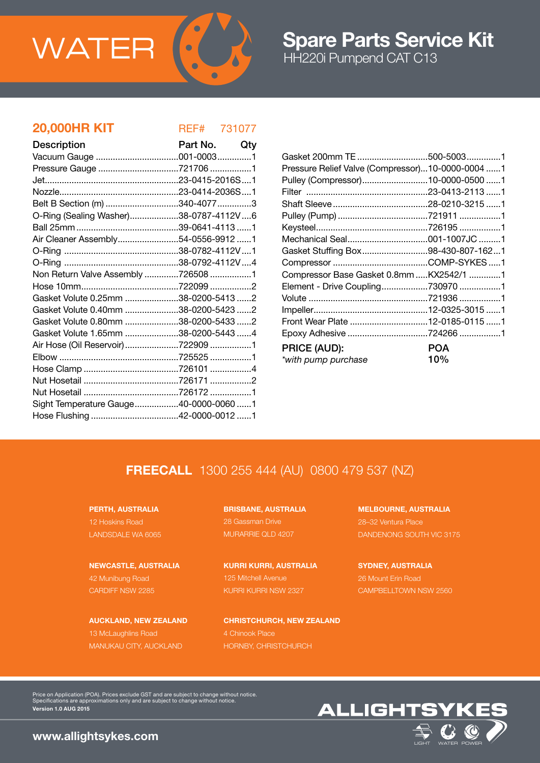# WATER

## Spare Parts Service Kit

HH220i Pumpend CAT C13

### 20,000HR KIT REF# 731077

| Description | Part No. | Qty |
|---|---|---|
| Vacuum Gauge | 001-0003 | 1 |
| Pressure Gauge | 721706 | 1 |
| Jet | 23-0415-2016S | 1 |
| Nozzle | 23-0414-2036S | 1 |
| Belt B Section (m) | 340-4077 | 3 |
| O-Ring (Sealing Washer) | 38-0787-4112V | 6 |
| Ball 25mm | 39-0641-4113 | 1 |
| Air Cleaner Assembly | 54-0556-9912 | 1 |
| O-Ring | 38-0782-4112V | 1 |
| O-Ring | 38-0792-4112V | 4 |
| Non Return Valve Assembly | 726508 | 1 |
| Hose 10mm | 722099 | 2 |
| Gasket Volute 0.25mm | 38-0200-5413 | 2 |
| Gasket Volute 0.40mm | 38-0200-5423 | 2 |
| Gasket Volute 0.80mm | 38-0200-5433 | 2 |
| Gasket Volute 1.65mm | 38-0200-5443 | 4 |
| Air Hose (Oil Reservoir) | 722909 | 1 |
| Elbow | 725525 | 1 |
| Hose Clamp | 726101 | 4 |
| Nut Hosetail | 726171 | 2 |
| Nut Hosetail | 726172 | 1 |
| Sight Temperature Gauge | 40-0000-0060 | 1 |
| Hose Flushing | 42-0000-0012 | 1 |
| Gasket 200mm TE | 500-5003 | 1 |
| Pressure Relief Valve (Compressor) | 10-0000-0004 | 1 |
| Pulley (Compressor) | 10-0000-0500 | 1 |
| Filter | 23-0413-2113 | 1 |
| Shaft Sleeve | 28-0210-3215 | 1 |
| Pulley (Pump) | 721911 | 1 |
| Keysteel | 726195 | 1 |
| Mechanical Seal | 001-1007JC | 1 |
| Gasket Stuffing Box | 98-430-807-162 | 1 |
| Compressor | COMP-SYKES | 1 |
| Compressor Base Gasket 0.8mm | KX2542/1 | 1 |
| Element - Drive Coupling | 730970 | 1 |
| Volute | 721936 | 1 |
| Impeller | 12-0325-3015 | 1 |
| Front Wear Plate | 12-0185-0115 | 1 |
| Epoxy Adhesive | 724266 | 1 |

**PRICE (AUD):** **POA**

*\*with pump purchase* **10%**

**FREECALL** 1300 255 444 (AU) 0800 479 537 (NZ)

**PERTH, AUSTRALIA**
12 Hoskins Road
LANDSDALE WA 6065

**BRISBANE, AUSTRALIA**
28 Gassman Drive
MURARRIE QLD 4207

**MELBOURNE, AUSTRALIA**
28–32 Ventura Place
DANDENONG SOUTH VIC 3175

**NEWCASTLE, AUSTRALIA**
42 Munibung Road
CARDIFF NSW 2285

**KURRI KURRI, AUSTRALIA**
125 Mitchell Avenue
KURRI KURRI NSW 2327

**SYDNEY, AUSTRALIA**
26 Mount Erin Road
CAMPBELLTOWN NSW 2560

**AUCKLAND, NEW ZEALAND**
13 McLaughlins Road
MANUKAU CITY, AUCKLAND

**CHRISTCHURCH, NEW ZEALAND**
4 Chinook Place
HORNBY, CHRISTCHURCH

Price on Application (POA). Prices exclude GST and are subject to change without notice.
Specifications are approximations only and are subject to change without notice.
**Version 1.0 AUG 2015**

**www.allightsykes.com**

ALLIGHTSYKES
LIGHT WATER POWER